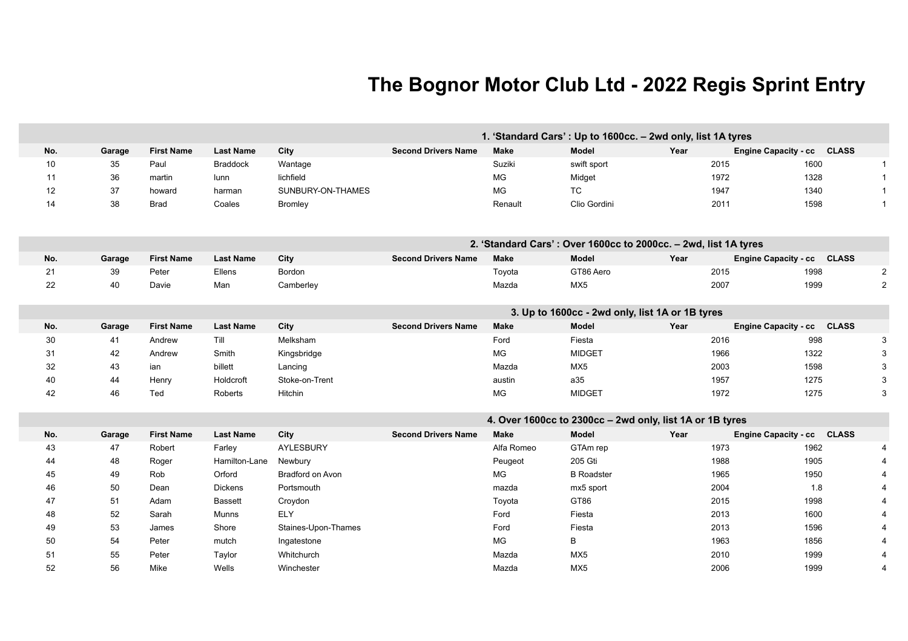# The Bognor Motor Club Ltd - 2022 Regis Sprint Entry

## 1. 'Standard Cars' : Up to 1600cc. – 2wd only, list 1A tyres

| No. | Garage | First Name | Last Name | City | Second Drivers Name | Make | Model | Year | Engine Capacity - cc | CLASS |
|---|---|---|---|---|---|---|---|---|---|---|
| 10 | 35 | Paul | Braddock | Wantage | | Suziki | swift sport | 2015 | 1600 | 1 |
| 11 | 36 | martin | lunn | lichfield | | MG | Midget | 1972 | 1328 | 1 |
| 12 | 37 | howard | harman | SUNBURY-ON-THAMES | | MG | TC | 1947 | 1340 | 1 |
| 14 | 38 | Brad | Coales | Bromley | | Renault | Clio Gordini | 2011 | 1598 | 1 |

## 2. 'Standard Cars' : Over 1600cc to 2000cc. – 2wd, list 1A tyres

| No. | Garage | First Name | Last Name | City | Second Drivers Name | Make | Model | Year | Engine Capacity - cc | CLASS |
|---|---|---|---|---|---|---|---|---|---|---|
| 21 | 39 | Peter | Ellens | Bordon | | Toyota | GT86 Aero | 2015 | 1998 | 2 |
| 22 | 40 | Davie | Man | Camberley | | Mazda | MX5 | 2007 | 1999 | 2 |

## 3. Up to 1600cc - 2wd only, list 1A or 1B tyres

| No. | Garage | First Name | Last Name | City | Second Drivers Name | Make | Model | Year | Engine Capacity - cc | CLASS |
|---|---|---|---|---|---|---|---|---|---|---|
| 30 | 41 | Andrew | Till | Melksham | | Ford | Fiesta | 2016 | 998 | 3 |
| 31 | 42 | Andrew | Smith | Kingsbridge | | MG | MIDGET | 1966 | 1322 | 3 |
| 32 | 43 | ian | billett | Lancing | | Mazda | MX5 | 2003 | 1598 | 3 |
| 40 | 44 | Henry | Holdcroft | Stoke-on-Trent | | austin | a35 | 1957 | 1275 | 3 |
| 42 | 46 | Ted | Roberts | Hitchin | | MG | MIDGET | 1972 | 1275 | 3 |

## 4. Over 1600cc to 2300cc – 2wd only, list 1A or 1B tyres

| No. | Garage | First Name | Last Name | City | Second Drivers Name | Make | Model | Year | Engine Capacity - cc | CLASS |
|---|---|---|---|---|---|---|---|---|---|---|
| 43 | 47 | Robert | Farley | AYLESBURY | | Alfa Romeo | GTAm rep | 1973 | 1962 | 4 |
| 44 | 48 | Roger | Hamilton-Lane | Newbury | | Peugeot | 205 Gti | 1988 | 1905 | 4 |
| 45 | 49 | Rob | Orford | Bradford on Avon | | MG | B Roadster | 1965 | 1950 | 4 |
| 46 | 50 | Dean | Dickens | Portsmouth | | mazda | mx5 sport | 2004 | 1.8 | 4 |
| 47 | 51 | Adam | Bassett | Croydon | | Toyota | GT86 | 2015 | 1998 | 4 |
| 48 | 52 | Sarah | Munns | ELY | | Ford | Fiesta | 2013 | 1600 | 4 |
| 49 | 53 | James | Shore | Staines-Upon-Thames | | Ford | Fiesta | 2013 | 1596 | 4 |
| 50 | 54 | Peter | mutch | Ingatestone | | MG | B | 1963 | 1856 | 4 |
| 51 | 55 | Peter | Taylor | Whitchurch | | Mazda | MX5 | 2010 | 1999 | 4 |
| 52 | 56 | Mike | Wells | Winchester | | Mazda | MX5 | 2006 | 1999 | 4 |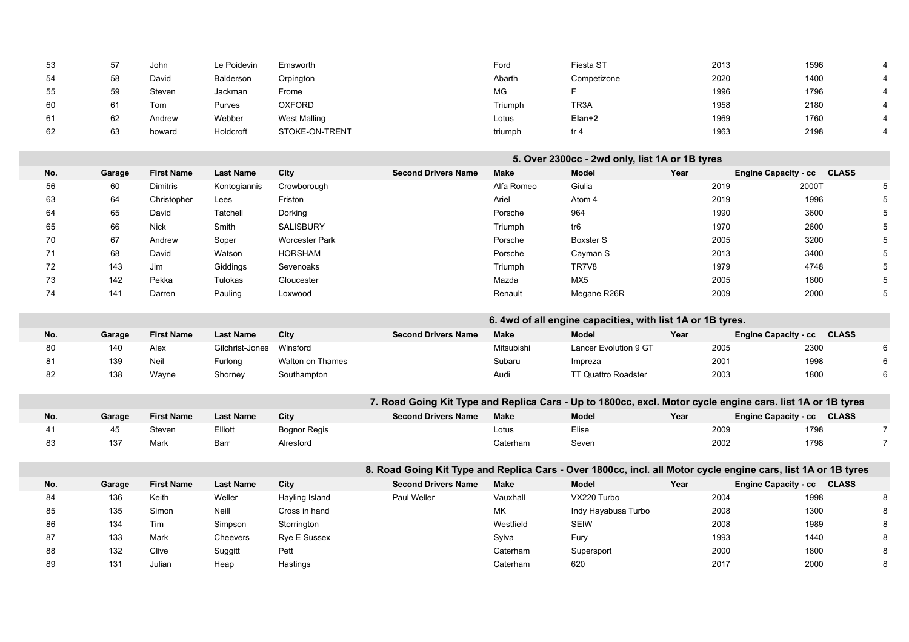| No. | Garage | First Name | Last Name | City | Second Drivers Name | Make | Model | Year | Engine Capacity - cc | CLASS |
|---|---|---|---|---|---|---|---|---|---|---|
| 53 | 57 | John | Le Poidevin | Emsworth | | Ford | Fiesta ST | 2013 | 1596 | 4 |
| 54 | 58 | David | Balderson | Orpington | | Abarth | Competizone | 2020 | 1400 | 4 |
| 55 | 59 | Steven | Jackman | Frome | | MG | F | 1996 | 1796 | 4 |
| 60 | 61 | Tom | Purves | OXFORD | | Triumph | TR3A | 1958 | 2180 | 4 |
| 61 | 62 | Andrew | Webber | West Malling | | Lotus | **Elan+2** | 1969 | 1760 | 4 |
| 62 | 63 | howard | Holdcroft | STOKE-ON-TRENT | | triumph | tr 4 | 1963 | 2198 | 4 |

## 5. Over 2300cc - 2wd only, list 1A or 1B tyres

| No. | Garage | First Name | Last Name | City | Second Drivers Name | Make | Model | Year | Engine Capacity - cc | CLASS |
|---|---|---|---|---|---|---|---|---|---|---|
| 56 | 60 | Dimitris | Kontogiannis | Crowborough | | Alfa Romeo | Giulia | 2019 | 2000T | 5 |
| 63 | 64 | Christopher | Lees | Friston | | Ariel | Atom 4 | 2019 | 1996 | 5 |
| 64 | 65 | David | Tatchell | Dorking | | Porsche | 964 | 1990 | 3600 | 5 |
| 65 | 66 | Nick | Smith | SALISBURY | | Triumph | tr6 | 1970 | 2600 | 5 |
| 70 | 67 | Andrew | Soper | Worcester Park | | Porsche | Boxster S | 2005 | 3200 | 5 |
| 71 | 68 | David | Watson | HORSHAM | | Porsche | Cayman S | 2013 | 3400 | 5 |
| 72 | 143 | Jim | Giddings | Sevenoaks | | Triumph | TR7V8 | 1979 | 4748 | 5 |
| 73 | 142 | Pekka | Tulokas | Gloucester | | Mazda | MX5 | 2005 | 1800 | 5 |
| 74 | 141 | Darren | Pauling | Loxwood | | Renault | Megane R26R | 2009 | 2000 | 5 |

## 6. 4wd of all engine capacities, with list 1A or 1B tyres.

| No. | Garage | First Name | Last Name | City | Second Drivers Name | Make | Model | Year | Engine Capacity - cc | CLASS |
|---|---|---|---|---|---|---|---|---|---|---|
| 80 | 140 | Alex | Gilchrist-Jones | Winsford | | Mitsubishi | Lancer Evolution 9 GT | 2005 | 2300 | 6 |
| 81 | 139 | Neil | Furlong | Walton on Thames | | Subaru | Impreza | 2001 | 1998 | 6 |
| 82 | 138 | Wayne | Shorney | Southampton | | Audi | TT Quattro Roadster | 2003 | 1800 | 6 |

## 7. Road Going Kit Type and Replica Cars - Up to 1800cc, excl. Motor cycle engine cars. list 1A or 1B tyres

| No. | Garage | First Name | Last Name | City | Second Drivers Name | Make | Model | Year | Engine Capacity - cc | CLASS |
|---|---|---|---|---|---|---|---|---|---|---|
| 41 | 45 | Steven | Elliott | Bognor Regis | | Lotus | Elise | 2009 | 1798 | 7 |
| 83 | 137 | Mark | Barr | Alresford | | Caterham | Seven | 2002 | 1798 | 7 |

## 8. Road Going Kit Type and Replica Cars - Over 1800cc, incl. all Motor cycle engine cars, list 1A or 1B tyres

| No. | Garage | First Name | Last Name | City | Second Drivers Name | Make | Model | Year | Engine Capacity - cc | CLASS |
|---|---|---|---|---|---|---|---|---|---|---|
| 84 | 136 | Keith | Weller | Hayling Island | Paul Weller | Vauxhall | VX220 Turbo | 2004 | 1998 | 8 |
| 85 | 135 | Simon | Neill | Cross in hand | | MK | Indy Hayabusa Turbo | 2008 | 1300 | 8 |
| 86 | 134 | Tim | Simpson | Storrington | | Westfield | SEIW | 2008 | 1989 | 8 |
| 87 | 133 | Mark | Cheevers | Rye E Sussex | | Sylva | Fury | 1993 | 1440 | 8 |
| 88 | 132 | Clive | Suggitt | Pett | | Caterham | Supersport | 2000 | 1800 | 8 |
| 89 | 131 | Julian | Heap | Hastings | | Caterham | 620 | 2017 | 2000 | 8 |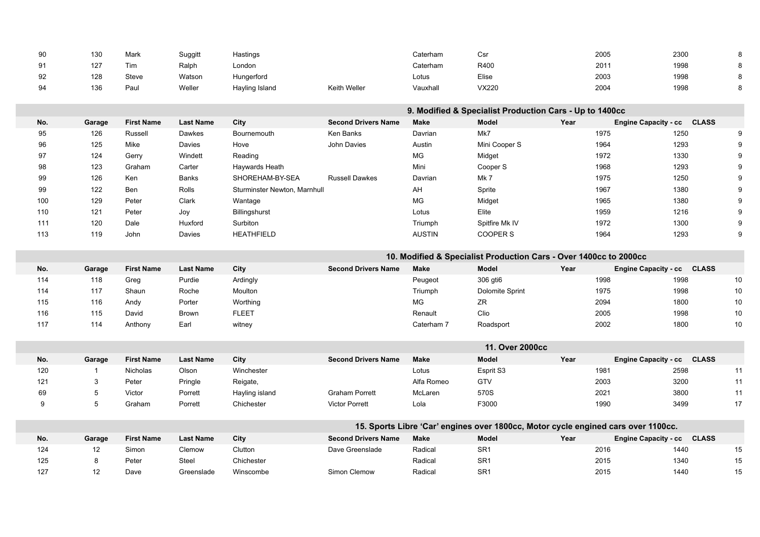| No. | Garage | First Name | Last Name | City | Second Drivers Name | Make | Model | Year | Engine Capacity - cc | CLASS |
|---|---|---|---|---|---|---|---|---|---|---|
| 90 | 130 | Mark | Suggitt | Hastings | | Caterham | Csr | 2005 | 2300 | 8 |
| 91 | 127 | Tim | Ralph | London | | Caterham | R400 | 2011 | 1998 | 8 |
| 92 | 128 | Steve | Watson | Hungerford | | Lotus | Elise | 2003 | 1998 | 8 |
| 94 | 136 | Paul | Weller | Hayling Island | Keith Weller | Vauxhall | VX220 | 2004 | 1998 | 8 |

## 9. Modified & Specialist Production Cars - Up to 1400cc

| No. | Garage | First Name | Last Name | City | Second Drivers Name | Make | Model | Year | Engine Capacity - cc | CLASS |
|---|---|---|---|---|---|---|---|---|---|---|
| 95 | 126 | Russell | Dawkes | Bournemouth | Ken Banks | Davrian | Mk7 | 1975 | 1250 | 9 |
| 96 | 125 | Mike | Davies | Hove | John Davies | Austin | Mini Cooper S | 1964 | 1293 | 9 |
| 97 | 124 | Gerry | Windett | Reading | | MG | Midget | 1972 | 1330 | 9 |
| 98 | 123 | Graham | Carter | Haywards Heath | | Mini | Cooper S | 1968 | 1293 | 9 |
| 99 | 126 | Ken | Banks | SHOREHAM-BY-SEA | Russell Dawkes | Davrian | Mk 7 | 1975 | 1250 | 9 |
| 99 | 122 | Ben | Rolls | Sturminster Newton, Marnhull | | AH | Sprite | 1967 | 1380 | 9 |
| 100 | 129 | Peter | Clark | Wantage | | MG | Midget | 1965 | 1380 | 9 |
| 110 | 121 | Peter | Joy | Billingshurst | | Lotus | Elite | 1959 | 1216 | 9 |
| 111 | 120 | Dale | Huxford | Surbiton | | Triumph | Spitfire Mk IV | 1972 | 1300 | 9 |
| 113 | 119 | John | Davies | HEATHFIELD | | AUSTIN | COOPER S | 1964 | 1293 | 9 |

## 10. Modified & Specialist Production Cars - Over 1400cc to 2000cc

| No. | Garage | First Name | Last Name | City | Second Drivers Name | Make | Model | Year | Engine Capacity - cc | CLASS |
|---|---|---|---|---|---|---|---|---|---|---|
| 114 | 118 | Greg | Purdie | Ardingly | | Peugeot | 306 gti6 | 1998 | 1998 | 10 |
| 114 | 117 | Shaun | Roche | Moulton | | Triumph | Dolomite Sprint | 1975 | 1998 | 10 |
| 115 | 116 | Andy | Porter | Worthing | | MG | ZR | 2094 | 1800 | 10 |
| 116 | 115 | David | Brown | FLEET | | Renault | Clio | 2005 | 1998 | 10 |
| 117 | 114 | Anthony | Earl | witney | | Caterham 7 | Roadsport | 2002 | 1800 | 10 |

## 11. Over 2000cc

| No. | Garage | First Name | Last Name | City | Second Drivers Name | Make | Model | Year | Engine Capacity - cc | CLASS |
|---|---|---|---|---|---|---|---|---|---|---|
| 120 | 1 | Nicholas | Olson | Winchester | | Lotus | Esprit S3 | 1981 | 2598 | 11 |
| 121 | 3 | Peter | Pringle | Reigate, | | Alfa Romeo | GTV | 2003 | 3200 | 11 |
| 69 | 5 | Victor | Porrett | Hayling island | Graham Porrett | McLaren | 570S | 2021 | 3800 | 11 |
| 9 | 5 | Graham | Porrett | Chichester | Victor Porrett | Lola | F3000 | 1990 | 3499 | 17 |

## 15. Sports Libre 'Car' engines over 1800cc, Motor cycle engined cars over 1100cc.

| No. | Garage | First Name | Last Name | City | Second Drivers Name | Make | Model | Year | Engine Capacity - cc | CLASS |
|---|---|---|---|---|---|---|---|---|---|---|
| 124 | 12 | Simon | Clemow | Clutton | Dave Greenslade | Radical | SR1 | 2016 | 1440 | 15 |
| 125 | 8 | Peter | Steel | Chichester | | Radical | SR1 | 2015 | 1340 | 15 |
| 127 | 12 | Dave | Greenslade | Winscombe | Simon Clemow | Radical | SR1 | 2015 | 1440 | 15 |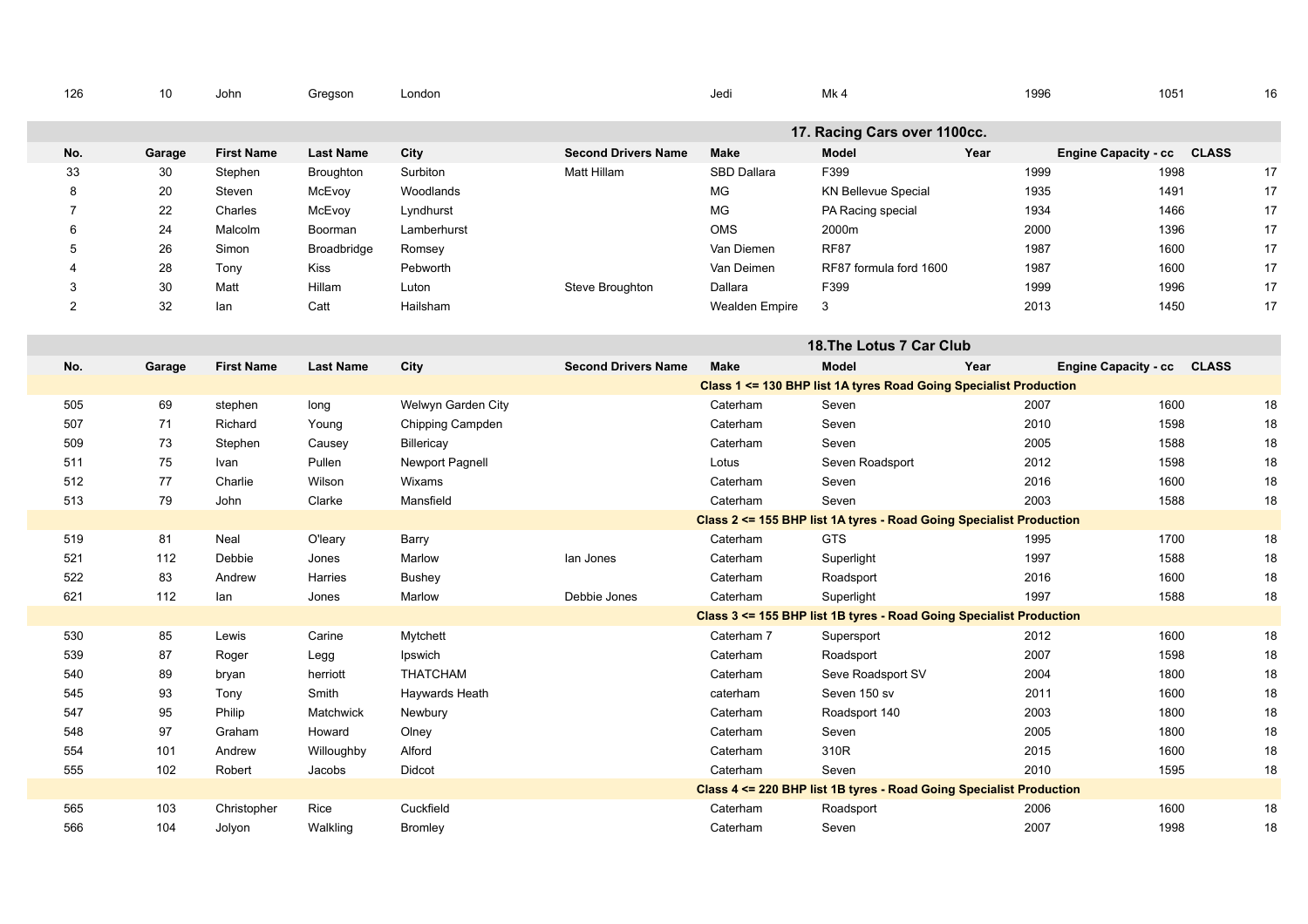| No. | Garage | First Name | Last Name | City | Second Drivers Name | Make | Model | Year | Engine Capacity - cc | CLASS |
|---|---|---|---|---|---|---|---|---|---|---|
| 126 | 10 | John | Gregson | London | | Jedi | Mk 4 | 1996 | 1051 | 16 |

## 17. Racing Cars over 1100cc.

| No. | Garage | First Name | Last Name | City | Second Drivers Name | Make | Model | Year | Engine Capacity - cc | CLASS |
|---|---|---|---|---|---|---|---|---|---|---|
| 33 | 30 | Stephen | Broughton | Surbiton | Matt Hillam | SBD Dallara | F399 | 1999 | 1998 | 17 |
| 8 | 20 | Steven | McEvoy | Woodlands | | MG | KN Bellevue Special | 1935 | 1491 | 17 |
| 7 | 22 | Charles | McEvoy | Lyndhurst | | MG | PA Racing special | 1934 | 1466 | 17 |
| 6 | 24 | Malcolm | Boorman | Lamberhurst | | OMS | 2000m | 2000 | 1396 | 17 |
| 5 | 26 | Simon | Broadbridge | Romsey | | Van Diemen | RF87 | 1987 | 1600 | 17 |
| 4 | 28 | Tony | Kiss | Pebworth | | Van Deimen | RF87 formula ford 1600 | 1987 | 1600 | 17 |
| 3 | 30 | Matt | Hillam | Luton | Steve Broughton | Dallara | F399 | 1999 | 1996 | 17 |
| 2 | 32 | Ian | Catt | Hailsham | | Wealden Empire | 3 | 2013 | 1450 | 17 |

## 18.The Lotus 7 Car Club

| No. | Garage | First Name | Last Name | City | Second Drivers Name | Make | Model | Year | Engine Capacity - cc | CLASS |
|---|---|---|---|---|---|---|---|---|---|---|
| | | | | | | **Class 1 <= 130 BHP list 1A tyres Road Going Specialist Production** | | | | |
| 505 | 69 | stephen | long | Welwyn Garden City | | Caterham | Seven | 2007 | 1600 | 18 |
| 507 | 71 | Richard | Young | Chipping Campden | | Caterham | Seven | 2010 | 1598 | 18 |
| 509 | 73 | Stephen | Causey | Billericay | | Caterham | Seven | 2005 | 1588 | 18 |
| 511 | 75 | Ivan | Pullen | Newport Pagnell | | Lotus | Seven Roadsport | 2012 | 1598 | 18 |
| 512 | 77 | Charlie | Wilson | Wixams | | Caterham | Seven | 2016 | 1600 | 18 |
| 513 | 79 | John | Clarke | Mansfield | | Caterham | Seven | 2003 | 1588 | 18 |
| | | | | | | **Class 2 <= 155 BHP list 1A tyres - Road Going Specialist Production** | | | | |
| 519 | 81 | Neal | O'leary | Barry | | Caterham | GTS | 1995 | 1700 | 18 |
| 521 | 112 | Debbie | Jones | Marlow | Ian Jones | Caterham | Superlight | 1997 | 1588 | 18 |
| 522 | 83 | Andrew | Harries | Bushey | | Caterham | Roadsport | 2016 | 1600 | 18 |
| 621 | 112 | Ian | Jones | Marlow | Debbie Jones | Caterham | Superlight | 1997 | 1588 | 18 |
| | | | | | | **Class 3 <= 155 BHP list 1B tyres - Road Going Specialist Production** | | | | |
| 530 | 85 | Lewis | Carine | Mytchett | | Caterham 7 | Supersport | 2012 | 1600 | 18 |
| 539 | 87 | Roger | Legg | Ipswich | | Caterham | Roadsport | 2007 | 1598 | 18 |
| 540 | 89 | bryan | herriott | THATCHAM | | Caterham | Seve Roadsport SV | 2004 | 1800 | 18 |
| 545 | 93 | Tony | Smith | Haywards Heath | | caterham | Seven 150 sv | 2011 | 1600 | 18 |
| 547 | 95 | Philip | Matchwick | Newbury | | Caterham | Roadsport 140 | 2003 | 1800 | 18 |
| 548 | 97 | Graham | Howard | Olney | | Caterham | Seven | 2005 | 1800 | 18 |
| 554 | 101 | Andrew | Willoughby | Alford | | Caterham | 310R | 2015 | 1600 | 18 |
| 555 | 102 | Robert | Jacobs | Didcot | | Caterham | Seven | 2010 | 1595 | 18 |
| | | | | | | **Class 4 <= 220 BHP list 1B tyres - Road Going Specialist Production** | | | | |
| 565 | 103 | Christopher | Rice | Cuckfield | | Caterham | Roadsport | 2006 | 1600 | 18 |
| 566 | 104 | Jolyon | Walkling | Bromley | | Caterham | Seven | 2007 | 1998 | 18 |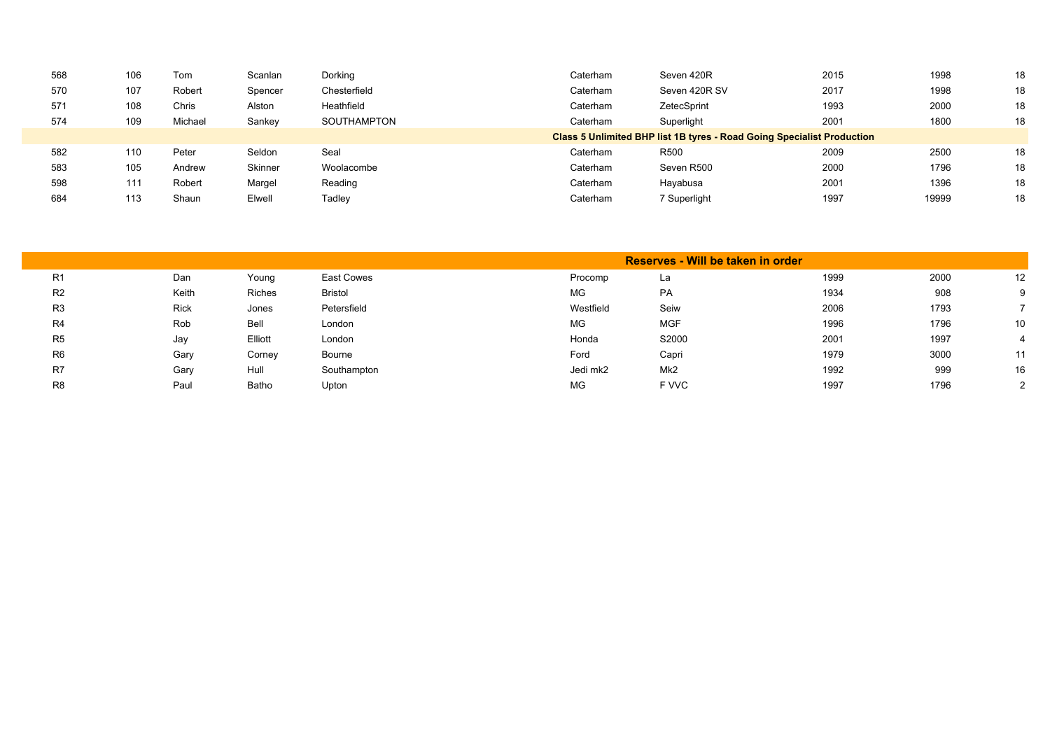| | | | | | | | | | |
|---|---|---|---|---|---|---|---|---|---|
| 568 | 106 | Tom | Scanlan | Dorking | Caterham | Seven 420R | 2015 | 1998 | 18 |
| 570 | 107 | Robert | Spencer | Chesterfield | Caterham | Seven 420R SV | 2017 | 1998 | 18 |
| 571 | 108 | Chris | Alston | Heathfield | Caterham | ZetecSprint | 1993 | 2000 | 18 |
| 574 | 109 | Michael | Sankey | SOUTHAMPTON | Caterham | Superlight | 2001 | 1800 | 18 |
| | | | | | **Class 5 Unlimited BHP list 1B tyres - Road Going Specialist Production** | | | | |
| 582 | 110 | Peter | Seldon | Seal | Caterham | R500 | 2009 | 2500 | 18 |
| 583 | 105 | Andrew | Skinner | Woolacombe | Caterham | Seven R500 | 2000 | 1796 | 18 |
| 598 | 111 | Robert | Margel | Reading | Caterham | Hayabusa | 2001 | 1396 | 18 |
| 684 | 113 | Shaun | Elwell | Tadley | Caterham | 7 Superlight | 1997 | 19999 | 18 |

| | | | | | | | | | |
|---|---|---|---|---|---|---|---|---|---|
| | | | | | | **Reserves - Will be taken in order** | | | |
| R1 | | Dan | Young | East Cowes | Procomp | La | 1999 | 2000 | 12 |
| R2 | | Keith | Riches | Bristol | MG | PA | 1934 | 908 | 9 |
| R3 | | Rick | Jones | Petersfield | Westfield | Seiw | 2006 | 1793 | 7 |
| R4 | | Rob | Bell | London | MG | MGF | 1996 | 1796 | 10 |
| R5 | | Jay | Elliott | London | Honda | S2000 | 2001 | 1997 | 4 |
| R6 | | Gary | Corney | Bourne | Ford | Capri | 1979 | 3000 | 11 |
| R7 | | Gary | Hull | Southampton | Jedi mk2 | Mk2 | 1992 | 999 | 16 |
| R8 | | Paul | Batho | Upton | MG | F VVC | 1997 | 1796 | 2 |